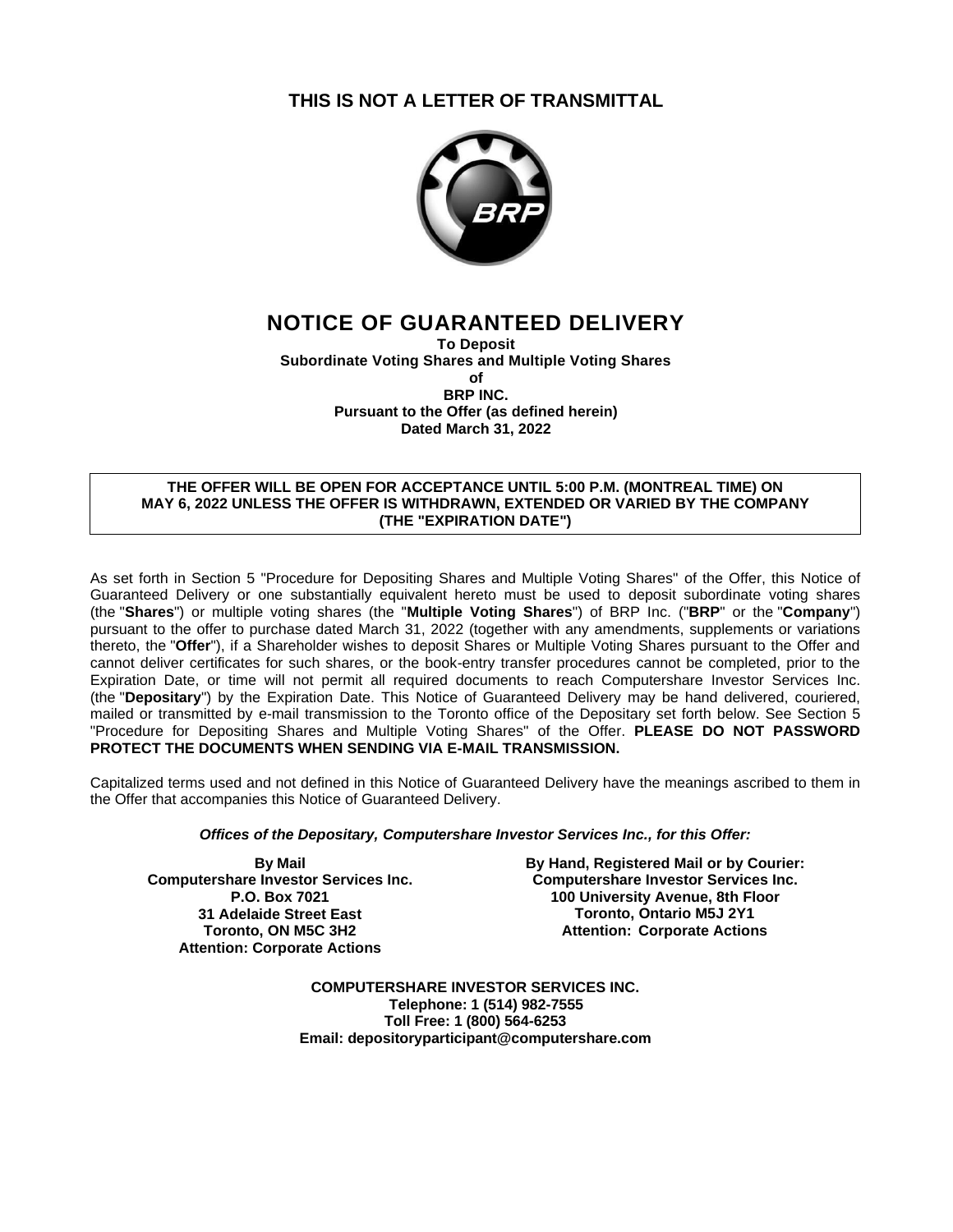**THIS IS NOT A LETTER OF TRANSMITTAL**

# NOTICE OF GUARANTEED DELIVERY

**To Deposit**
**Subordinate Voting Shares and Multiple Voting Shares**
**of**
**BRP INC.**
**Pursuant to the Offer (as defined herein)**
**Dated March 31, 2022**

**THE OFFER WILL BE OPEN FOR ACCEPTANCE UNTIL 5:00 P.M. (MONTREAL TIME) ON MAY 6, 2022 UNLESS THE OFFER IS WITHDRAWN, EXTENDED OR VARIED BY THE COMPANY (THE "EXPIRATION DATE")**

As set forth in Section 5 "Procedure for Depositing Shares and Multiple Voting Shares" of the Offer, this Notice of Guaranteed Delivery or one substantially equivalent hereto must be used to deposit subordinate voting shares (the "**Shares**") or multiple voting shares (the "**Multiple Voting Shares**") of BRP Inc. ("**BRP**" or the "**Company**") pursuant to the offer to purchase dated March 31, 2022 (together with any amendments, supplements or variations thereto, the "**Offer**"), if a Shareholder wishes to deposit Shares or Multiple Voting Shares pursuant to the Offer and cannot deliver certificates for such shares, or the book-entry transfer procedures cannot be completed, prior to the Expiration Date, or time will not permit all required documents to reach Computershare Investor Services Inc. (the "**Depositary**") by the Expiration Date. This Notice of Guaranteed Delivery may be hand delivered, couriered, mailed or transmitted by e-mail transmission to the Toronto office of the Depositary set forth below. See Section 5 "Procedure for Depositing Shares and Multiple Voting Shares" of the Offer. **PLEASE DO NOT PASSWORD PROTECT THE DOCUMENTS WHEN SENDING VIA E-MAIL TRANSMISSION.**

Capitalized terms used and not defined in this Notice of Guaranteed Delivery have the meanings ascribed to them in the Offer that accompanies this Notice of Guaranteed Delivery.

***Offices of the Depositary, Computershare Investor Services Inc., for this Offer:***

**By Mail**
**Computershare Investor Services Inc.**
**P.O. Box 7021**
**31 Adelaide Street East**
**Toronto, ON M5C 3H2**
**Attention: Corporate Actions**

**By Hand, Registered Mail or by Courier:**
**Computershare Investor Services Inc.**
**100 University Avenue, 8th Floor**
**Toronto, Ontario M5J 2Y1**
**Attention: Corporate Actions**

**COMPUTERSHARE INVESTOR SERVICES INC.**
**Telephone: 1 (514) 982-7555**
**Toll Free: 1 (800) 564-6253**
**Email: depositoryparticipant@computershare.com**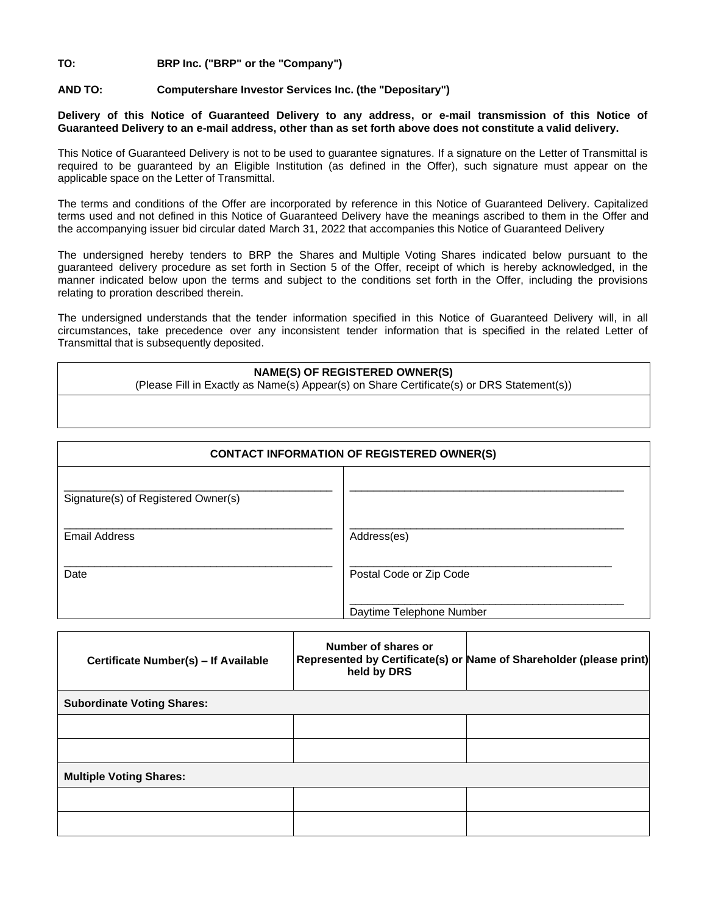**TO:** **BRP Inc. ("BRP" or the "Company")**

**AND TO:** **Computershare Investor Services Inc. (the "Depositary")**

**Delivery of this Notice of Guaranteed Delivery to any address, or e-mail transmission of this Notice of Guaranteed Delivery to an e-mail address, other than as set forth above does not constitute a valid delivery.**

This Notice of Guaranteed Delivery is not to be used to guarantee signatures. If a signature on the Letter of Transmittal is required to be guaranteed by an Eligible Institution (as defined in the Offer), such signature must appear on the applicable space on the Letter of Transmittal.

The terms and conditions of the Offer are incorporated by reference in this Notice of Guaranteed Delivery. Capitalized terms used and not defined in this Notice of Guaranteed Delivery have the meanings ascribed to them in the Offer and the accompanying issuer bid circular dated March 31, 2022 that accompanies this Notice of Guaranteed Delivery

The undersigned hereby tenders to BRP the Shares and Multiple Voting Shares indicated below pursuant to the guaranteed delivery procedure as set forth in Section 5 of the Offer, receipt of which is hereby acknowledged, in the manner indicated below upon the terms and subject to the conditions set forth in the Offer, including the provisions relating to proration described therein.

The undersigned understands that the tender information specified in this Notice of Guaranteed Delivery will, in all circumstances, take precedence over any inconsistent tender information that is specified in the related Letter of Transmittal that is subsequently deposited.

| **NAME(S) OF REGISTERED OWNER(S)**<br>(Please Fill in Exactly as Name(s) Appear(s) on Share Certificate(s) or DRS Statement(s)) |
|---|
| |

| **CONTACT INFORMATION OF REGISTERED OWNER(S)** | |
|---|---|
| ______________________________<br>Signature(s) of Registered Owner(s) | ______________________________ |
| ______________________________<br>Email Address | ______________________________<br>Address(es) |
| ______________________________<br>Date | ______________________________<br>Postal Code or Zip Code |
| | ______________________________<br>Daytime Telephone Number |

| **Certificate Number(s) – If Available** | **Number of shares or Represented by Certificate(s) or held by DRS** | **Name of Shareholder (please print)** |
|---|---|---|
| **Subordinate Voting Shares:** | | |
| | | |
| | | |
| **Multiple Voting Shares:** | | |
| | | |
| | | |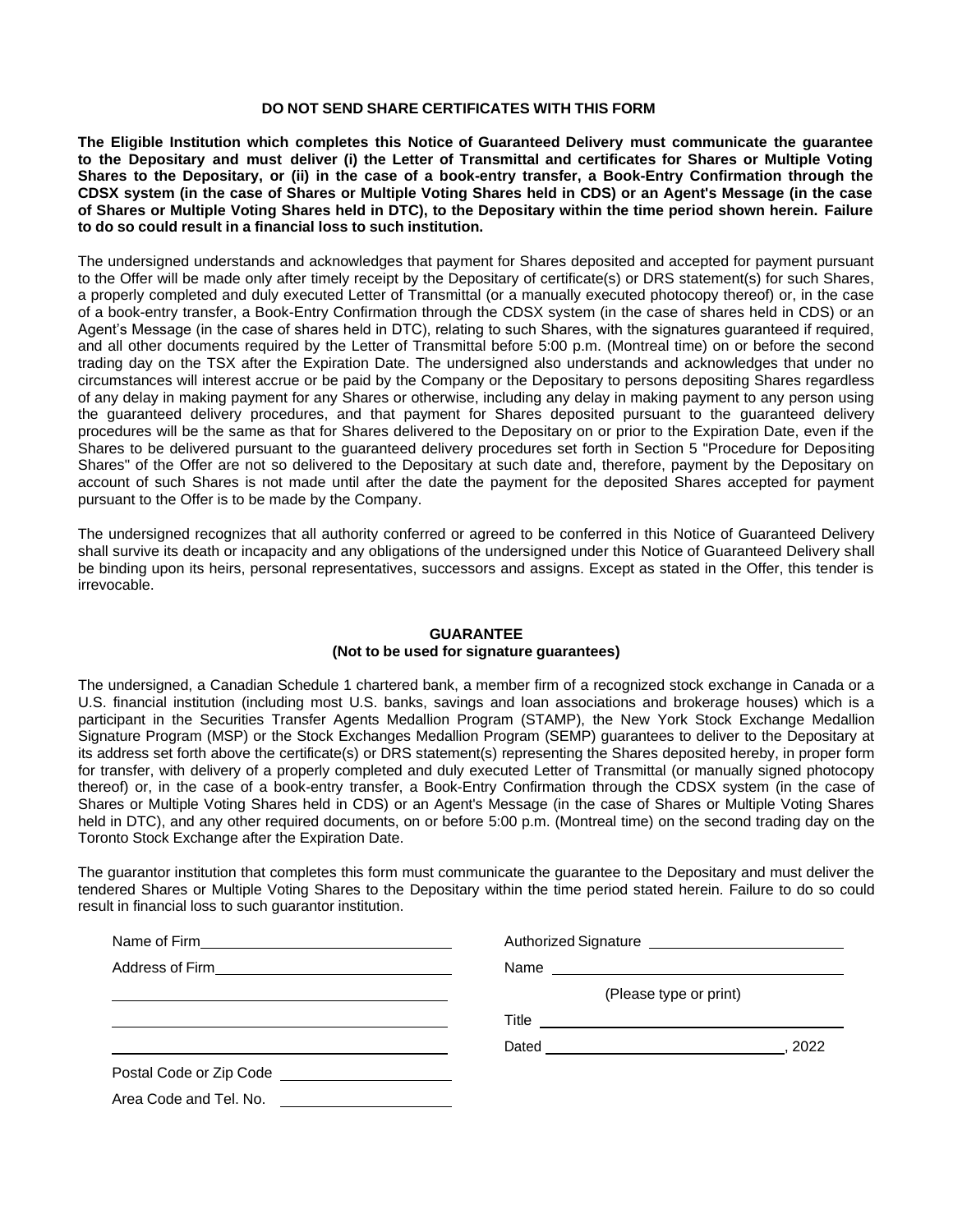**DO NOT SEND SHARE CERTIFICATES WITH THIS FORM**

**The Eligible Institution which completes this Notice of Guaranteed Delivery must communicate the guarantee to the Depositary and must deliver (i) the Letter of Transmittal and certificates for Shares or Multiple Voting Shares to the Depositary, or (ii) in the case of a book-entry transfer, a Book-Entry Confirmation through the CDSX system (in the case of Shares or Multiple Voting Shares held in CDS) or an Agent's Message (in the case of Shares or Multiple Voting Shares held in DTC), to the Depositary within the time period shown herein. Failure to do so could result in a financial loss to such institution.**

The undersigned understands and acknowledges that payment for Shares deposited and accepted for payment pursuant to the Offer will be made only after timely receipt by the Depositary of certificate(s) or DRS statement(s) for such Shares, a properly completed and duly executed Letter of Transmittal (or a manually executed photocopy thereof) or, in the case of a book-entry transfer, a Book-Entry Confirmation through the CDSX system (in the case of shares held in CDS) or an Agent's Message (in the case of shares held in DTC), relating to such Shares, with the signatures guaranteed if required, and all other documents required by the Letter of Transmittal before 5:00 p.m. (Montreal time) on or before the second trading day on the TSX after the Expiration Date. The undersigned also understands and acknowledges that under no circumstances will interest accrue or be paid by the Company or the Depositary to persons depositing Shares regardless of any delay in making payment for any Shares or otherwise, including any delay in making payment to any person using the guaranteed delivery procedures, and that payment for Shares deposited pursuant to the guaranteed delivery procedures will be the same as that for Shares delivered to the Depositary on or prior to the Expiration Date, even if the Shares to be delivered pursuant to the guaranteed delivery procedures set forth in Section 5 "Procedure for Depositing Shares" of the Offer are not so delivered to the Depositary at such date and, therefore, payment by the Depositary on account of such Shares is not made until after the date the payment for the deposited Shares accepted for payment pursuant to the Offer is to be made by the Company.

The undersigned recognizes that all authority conferred or agreed to be conferred in this Notice of Guaranteed Delivery shall survive its death or incapacity and any obligations of the undersigned under this Notice of Guaranteed Delivery shall be binding upon its heirs, personal representatives, successors and assigns. Except as stated in the Offer, this tender is irrevocable.

**GUARANTEE**
**(Not to be used for signature guarantees)**

The undersigned, a Canadian Schedule 1 chartered bank, a member firm of a recognized stock exchange in Canada or a U.S. financial institution (including most U.S. banks, savings and loan associations and brokerage houses) which is a participant in the Securities Transfer Agents Medallion Program (STAMP), the New York Stock Exchange Medallion Signature Program (MSP) or the Stock Exchanges Medallion Program (SEMP) guarantees to deliver to the Depositary at its address set forth above the certificate(s) or DRS statement(s) representing the Shares deposited hereby, in proper form for transfer, with delivery of a properly completed and duly executed Letter of Transmittal (or manually signed photocopy thereof) or, in the case of a book-entry transfer, a Book-Entry Confirmation through the CDSX system (in the case of Shares or Multiple Voting Shares held in CDS) or an Agent's Message (in the case of Shares or Multiple Voting Shares held in DTC), and any other required documents, on or before 5:00 p.m. (Montreal time) on the second trading day on the Toronto Stock Exchange after the Expiration Date.

The guarantor institution that completes this form must communicate the guarantee to the Depositary and must deliver the tendered Shares or Multiple Voting Shares to the Depositary within the time period stated herein. Failure to do so could result in financial loss to such guarantor institution.

Name of Firm ______________________________

Address of Firm ______________________________

______________________________

______________________________

______________________________

Postal Code or Zip Code ______________________

Area Code and Tel. No. ______________________

Authorized Signature ______________________

Name ______________________________

(Please type or print)

Title ______________________________

Dated ______________________________, 2022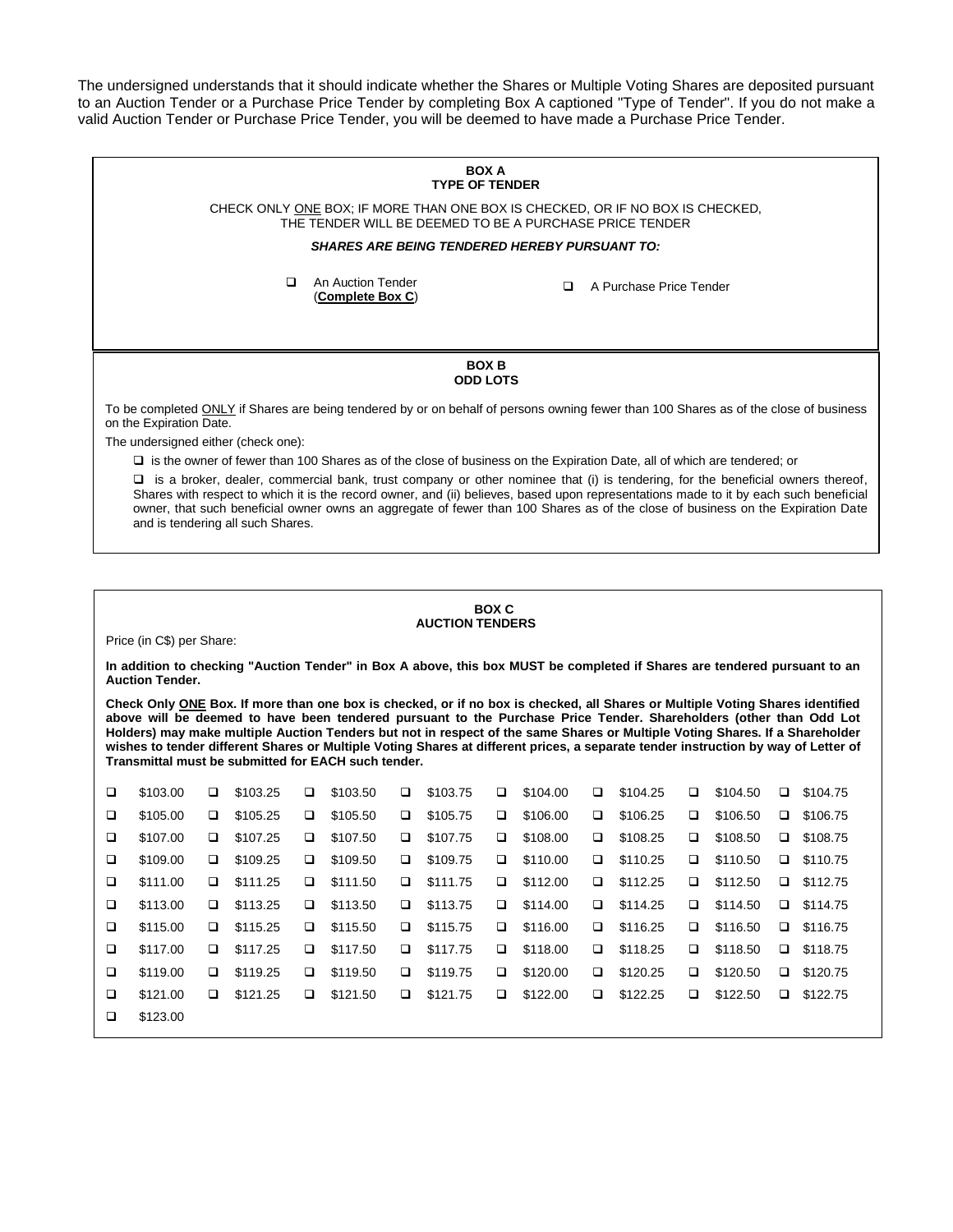The undersigned understands that it should indicate whether the Shares or Multiple Voting Shares are deposited pursuant to an Auction Tender or a Purchase Price Tender by completing Box A captioned "Type of Tender". If you do not make a valid Auction Tender or Purchase Price Tender, you will be deemed to have made a Purchase Price Tender.

**BOX A**
**TYPE OF TENDER**

CHECK ONLY ONE BOX; IF MORE THAN ONE BOX IS CHECKED, OR IF NO BOX IS CHECKED, THE TENDER WILL BE DEEMED TO BE A PURCHASE PRICE TENDER

***SHARES ARE BEING TENDERED HEREBY PURSUANT TO:***

❑ An Auction Tender (**Complete Box C**)

❑ A Purchase Price Tender

**BOX B**
**ODD LOTS**

To be completed ONLY if Shares are being tendered by or on behalf of persons owning fewer than 100 Shares as of the close of business on the Expiration Date.

The undersigned either (check one):

❑ is the owner of fewer than 100 Shares as of the close of business on the Expiration Date, all of which are tendered; or

❑ is a broker, dealer, commercial bank, trust company or other nominee that (i) is tendering, for the beneficial owners thereof, Shares with respect to which it is the record owner, and (ii) believes, based upon representations made to it by each such beneficial owner, that such beneficial owner owns an aggregate of fewer than 100 Shares as of the close of business on the Expiration Date and is tendering all such Shares.

**BOX C**
**AUCTION TENDERS**

Price (in C$) per Share:

**In addition to checking "Auction Tender" in Box A above, this box MUST be completed if Shares are tendered pursuant to an Auction Tender.**

**Check Only ONE Box. If more than one box is checked, or if no box is checked, all Shares or Multiple Voting Shares identified above will be deemed to have been tendered pursuant to the Purchase Price Tender. Shareholders (other than Odd Lot Holders) may make multiple Auction Tenders but not in respect of the same Shares or Multiple Voting Shares. If a Shareholder wishes to tender different Shares or Multiple Voting Shares at different prices, a separate tender instruction by way of Letter of Transmittal must be submitted for EACH such tender.**

| | | | | | | | |
|---|---|---|---|---|---|---|---|
| ❑ $103.00 | ❑ $103.25 | ❑ $103.50 | ❑ $103.75 | ❑ $104.00 | ❑ $104.25 | ❑ $104.50 | ❑ $104.75 |
| ❑ $105.00 | ❑ $105.25 | ❑ $105.50 | ❑ $105.75 | ❑ $106.00 | ❑ $106.25 | ❑ $106.50 | ❑ $106.75 |
| ❑ $107.00 | ❑ $107.25 | ❑ $107.50 | ❑ $107.75 | ❑ $108.00 | ❑ $108.25 | ❑ $108.50 | ❑ $108.75 |
| ❑ $109.00 | ❑ $109.25 | ❑ $109.50 | ❑ $109.75 | ❑ $110.00 | ❑ $110.25 | ❑ $110.50 | ❑ $110.75 |
| ❑ $111.00 | ❑ $111.25 | ❑ $111.50 | ❑ $111.75 | ❑ $112.00 | ❑ $112.25 | ❑ $112.50 | ❑ $112.75 |
| ❑ $113.00 | ❑ $113.25 | ❑ $113.50 | ❑ $113.75 | ❑ $114.00 | ❑ $114.25 | ❑ $114.50 | ❑ $114.75 |
| ❑ $115.00 | ❑ $115.25 | ❑ $115.50 | ❑ $115.75 | ❑ $116.00 | ❑ $116.25 | ❑ $116.50 | ❑ $116.75 |
| ❑ $117.00 | ❑ $117.25 | ❑ $117.50 | ❑ $117.75 | ❑ $118.00 | ❑ $118.25 | ❑ $118.50 | ❑ $118.75 |
| ❑ $119.00 | ❑ $119.25 | ❑ $119.50 | ❑ $119.75 | ❑ $120.00 | ❑ $120.25 | ❑ $120.50 | ❑ $120.75 |
| ❑ $121.00 | ❑ $121.25 | ❑ $121.50 | ❑ $121.75 | ❑ $122.00 | ❑ $122.25 | ❑ $122.50 | ❑ $122.75 |
| ❑ $123.00 | | | | | | | |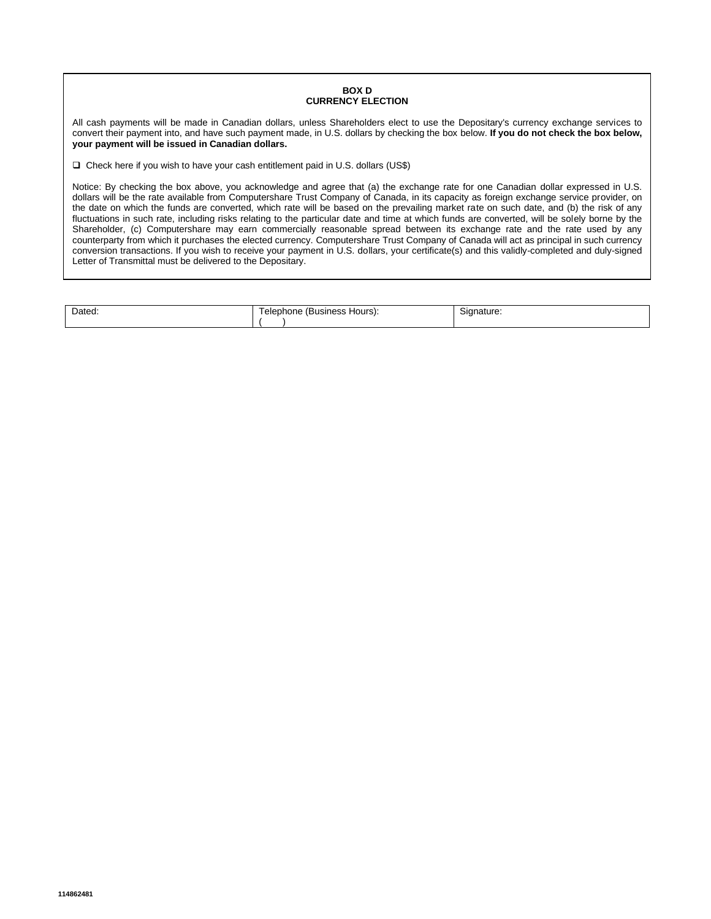## BOX D
## CURRENCY ELECTION

All cash payments will be made in Canadian dollars, unless Shareholders elect to use the Depositary's currency exchange services to convert their payment into, and have such payment made, in U.S. dollars by checking the box below. **If you do not check the box below, your payment will be issued in Canadian dollars.**

☐ Check here if you wish to have your cash entitlement paid in U.S. dollars (US$)

Notice: By checking the box above, you acknowledge and agree that (a) the exchange rate for one Canadian dollar expressed in U.S. dollars will be the rate available from Computershare Trust Company of Canada, in its capacity as foreign exchange service provider, on the date on which the funds are converted, which rate will be based on the prevailing market rate on such date, and (b) the risk of any fluctuations in such rate, including risks relating to the particular date and time at which funds are converted, will be solely borne by the Shareholder, (c) Computershare may earn commercially reasonable spread between its exchange rate and the rate used by any counterparty from which it purchases the elected currency. Computershare Trust Company of Canada will act as principal in such currency conversion transactions. If you wish to receive your payment in U.S. dollars, your certificate(s) and this validly-completed and duly-signed Letter of Transmittal must be delivered to the Depositary.

| | | |
|---|---|---|
| Dated: | Telephone (Business Hours):<br>( ) | Signature: |

114862481